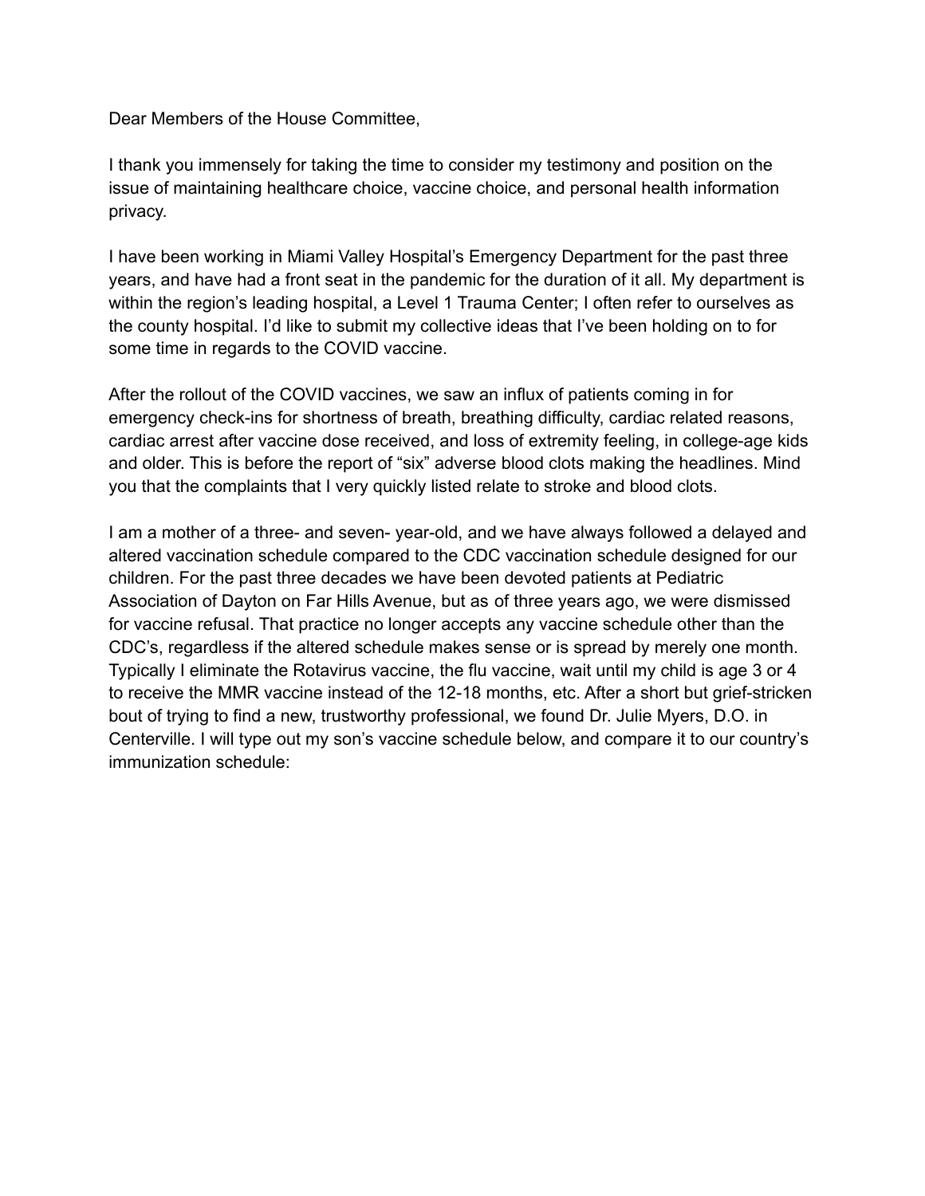Dear Members of the House Committee,

I thank you immensely for taking the time to consider my testimony and position on the issue of maintaining healthcare choice, vaccine choice, and personal health information privacy.

I have been working in Miami Valley Hospital's Emergency Department for the past three years, and have had a front seat in the pandemic for the duration of it all. My department is within the region's leading hospital, a Level 1 Trauma Center; I often refer to ourselves as the county hospital. I'd like to submit my collective ideas that I've been holding on to for some time in regards to the COVID vaccine.

After the rollout of the COVID vaccines, we saw an influx of patients coming in for emergency check-ins for shortness of breath, breathing difficulty, cardiac related reasons, cardiac arrest after vaccine dose received, and loss of extremity feeling, in college-age kids and older. This is before the report of "six" adverse blood clots making the headlines. Mind you that the complaints that I very quickly listed relate to stroke and blood clots.

I am a mother of a three- and seven- year-old, and we have always followed a delayed and altered vaccination schedule compared to the CDC vaccination schedule designed for our children. For the past three decades we have been devoted patients at Pediatric Association of Dayton on Far Hills Avenue, but as of three years ago, we were dismissed for vaccine refusal. That practice no longer accepts any vaccine schedule other than the CDC's, regardless if the altered schedule makes sense or is spread by merely one month. Typically I eliminate the Rotavirus vaccine, the flu vaccine, wait until my child is age 3 or 4 to receive the MMR vaccine instead of the 12-18 months, etc. After a short but grief-stricken bout of trying to find a new, trustworthy professional, we found Dr. Julie Myers, D.O. in Centerville. I will type out my son's vaccine schedule below, and compare it to our country's immunization schedule: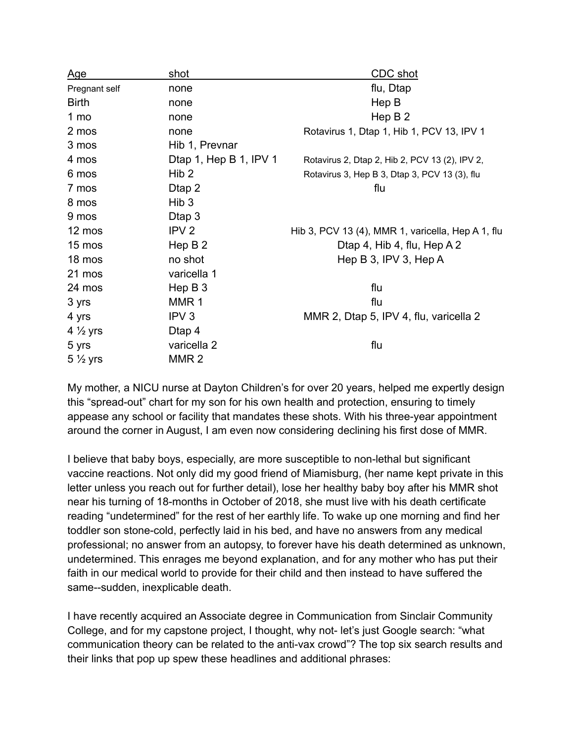| Age | shot | CDC shot |
|---|---|---|
| Pregnant self | none | flu, Dtap |
| Birth | none | Hep B |
| 1 mo | none | Hep B 2 |
| 2 mos | none | Rotavirus 1, Dtap 1, Hib 1, PCV 13, IPV 1 |
| 3 mos | Hib 1, Prevnar | |
| 4 mos | Dtap 1, Hep B 1, IPV 1 | Rotavirus 2, Dtap 2, Hib 2, PCV 13 (2), IPV 2, |
| 6 mos | Hib 2 | Rotavirus 3, Hep B 3, Dtap 3, PCV 13 (3), flu |
| 7 mos | Dtap 2 | flu |
| 8 mos | Hib 3 | |
| 9 mos | Dtap 3 | |
| 12 mos | IPV 2 | Hib 3, PCV 13 (4), MMR 1, varicella, Hep A 1, flu |
| 15 mos | Hep B 2 | Dtap 4, Hib 4, flu, Hep A 2 |
| 18 mos | no shot | Hep B 3, IPV 3, Hep A |
| 21 mos | varicella 1 | |
| 24 mos | Hep B 3 | flu |
| 3 yrs | MMR 1 | flu |
| 4 yrs | IPV 3 | MMR 2, Dtap 5, IPV 4, flu, varicella 2 |
| 4 ½ yrs | Dtap 4 | |
| 5 yrs | varicella 2 | flu |
| 5 ½ yrs | MMR 2 | |

My mother, a NICU nurse at Dayton Children's for over 20 years, helped me expertly design this "spread-out" chart for my son for his own health and protection, ensuring to timely appease any school or facility that mandates these shots. With his three-year appointment around the corner in August, I am even now considering declining his first dose of MMR.

I believe that baby boys, especially, are more susceptible to non-lethal but significant vaccine reactions. Not only did my good friend of Miamisburg, (her name kept private in this letter unless you reach out for further detail), lose her healthy baby boy after his MMR shot near his turning of 18-months in October of 2018, she must live with his death certificate reading "undetermined" for the rest of her earthly life. To wake up one morning and find her toddler son stone-cold, perfectly laid in his bed, and have no answers from any medical professional; no answer from an autopsy, to forever have his death determined as unknown, undetermined. This enrages me beyond explanation, and for any mother who has put their faith in our medical world to provide for their child and then instead to have suffered the same--sudden, inexplicable death.

I have recently acquired an Associate degree in Communication from Sinclair Community College, and for my capstone project, I thought, why not- let's just Google search: "what communication theory can be related to the anti-vax crowd"? The top six search results and their links that pop up spew these headlines and additional phrases: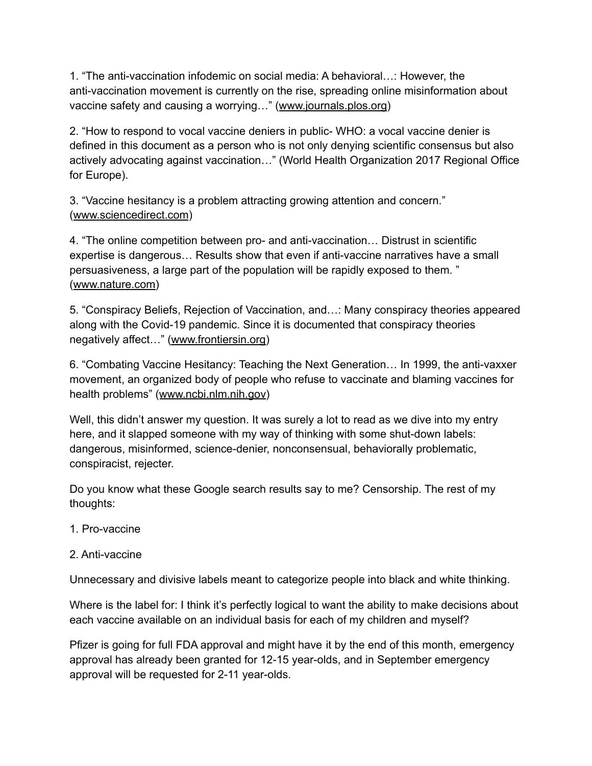1. "The anti-vaccination infodemic on social media: A behavioral…: However, the anti-vaccination movement is currently on the rise, spreading online misinformation about vaccine safety and causing a worrying…" (www.journals.plos.org)

2. "How to respond to vocal vaccine deniers in public- WHO: a vocal vaccine denier is defined in this document as a person who is not only denying scientific consensus but also actively advocating against vaccination…" (World Health Organization 2017 Regional Office for Europe).

3. "Vaccine hesitancy is a problem attracting growing attention and concern." (www.sciencedirect.com)

4. "The online competition between pro- and anti-vaccination… Distrust in scientific expertise is dangerous… Results show that even if anti-vaccine narratives have a small persuasiveness, a large part of the population will be rapidly exposed to them. " (www.nature.com)

5. "Conspiracy Beliefs, Rejection of Vaccination, and…: Many conspiracy theories appeared along with the Covid-19 pandemic. Since it is documented that conspiracy theories negatively affect…" (www.frontiersin.org)

6. "Combating Vaccine Hesitancy: Teaching the Next Generation… In 1999, the anti-vaxxer movement, an organized body of people who refuse to vaccinate and blaming vaccines for health problems" (www.ncbi.nlm.nih.gov)

Well, this didn't answer my question. It was surely a lot to read as we dive into my entry here, and it slapped someone with my way of thinking with some shut-down labels: dangerous, misinformed, science-denier, nonconsensual, behaviorally problematic, conspiracist, rejecter.

Do you know what these Google search results say to me? Censorship. The rest of my thoughts:

1. Pro-vaccine

2. Anti-vaccine

Unnecessary and divisive labels meant to categorize people into black and white thinking.

Where is the label for: I think it's perfectly logical to want the ability to make decisions about each vaccine available on an individual basis for each of my children and myself?

Pfizer is going for full FDA approval and might have it by the end of this month, emergency approval has already been granted for 12-15 year-olds, and in September emergency approval will be requested for 2-11 year-olds.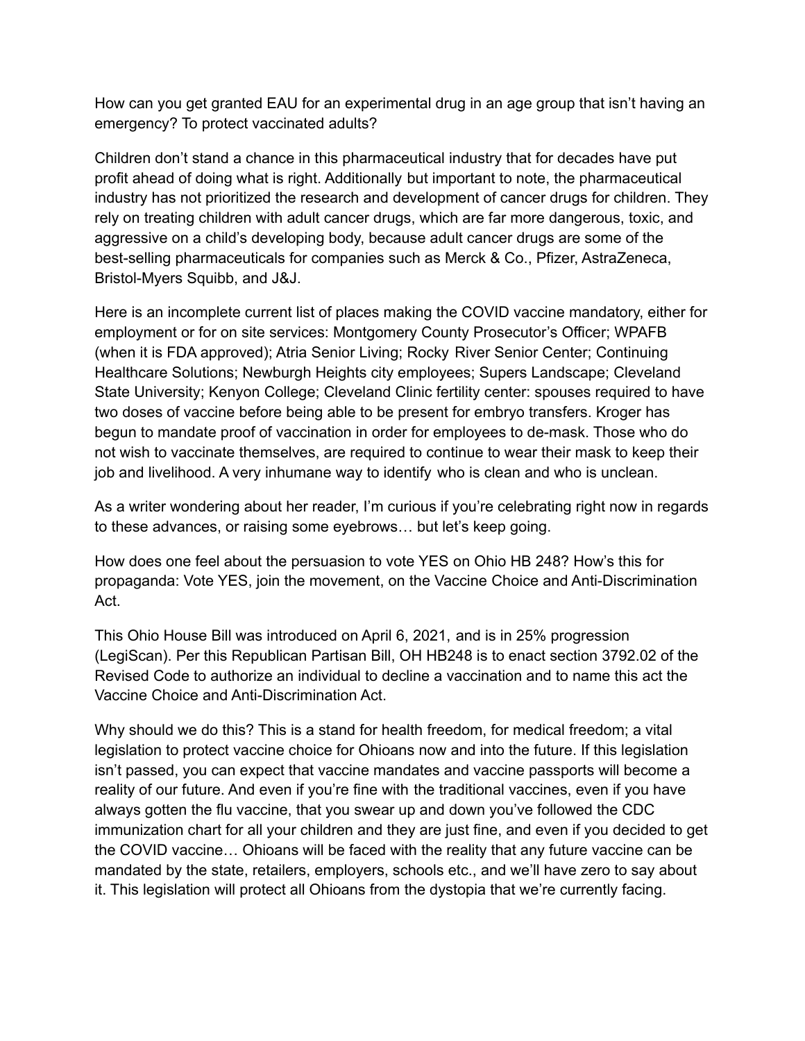How can you get granted EAU for an experimental drug in an age group that isn't having an emergency? To protect vaccinated adults?

Children don't stand a chance in this pharmaceutical industry that for decades have put profit ahead of doing what is right. Additionally but important to note, the pharmaceutical industry has not prioritized the research and development of cancer drugs for children. They rely on treating children with adult cancer drugs, which are far more dangerous, toxic, and aggressive on a child's developing body, because adult cancer drugs are some of the best-selling pharmaceuticals for companies such as Merck & Co., Pfizer, AstraZeneca, Bristol-Myers Squibb, and J&J.

Here is an incomplete current list of places making the COVID vaccine mandatory, either for employment or for on site services: Montgomery County Prosecutor's Officer; WPAFB (when it is FDA approved); Atria Senior Living; Rocky River Senior Center; Continuing Healthcare Solutions; Newburgh Heights city employees; Supers Landscape; Cleveland State University; Kenyon College; Cleveland Clinic fertility center: spouses required to have two doses of vaccine before being able to be present for embryo transfers. Kroger has begun to mandate proof of vaccination in order for employees to de-mask. Those who do not wish to vaccinate themselves, are required to continue to wear their mask to keep their job and livelihood. A very inhumane way to identify who is clean and who is unclean.

As a writer wondering about her reader, I'm curious if you're celebrating right now in regards to these advances, or raising some eyebrows… but let's keep going.

How does one feel about the persuasion to vote YES on Ohio HB 248? How's this for propaganda: Vote YES, join the movement, on the Vaccine Choice and Anti-Discrimination Act.

This Ohio House Bill was introduced on April 6, 2021, and is in 25% progression (LegiScan). Per this Republican Partisan Bill, OH HB248 is to enact section 3792.02 of the Revised Code to authorize an individual to decline a vaccination and to name this act the Vaccine Choice and Anti-Discrimination Act.

Why should we do this? This is a stand for health freedom, for medical freedom; a vital legislation to protect vaccine choice for Ohioans now and into the future. If this legislation isn't passed, you can expect that vaccine mandates and vaccine passports will become a reality of our future. And even if you're fine with the traditional vaccines, even if you have always gotten the flu vaccine, that you swear up and down you've followed the CDC immunization chart for all your children and they are just fine, and even if you decided to get the COVID vaccine… Ohioans will be faced with the reality that any future vaccine can be mandated by the state, retailers, employers, schools etc., and we'll have zero to say about it. This legislation will protect all Ohioans from the dystopia that we're currently facing.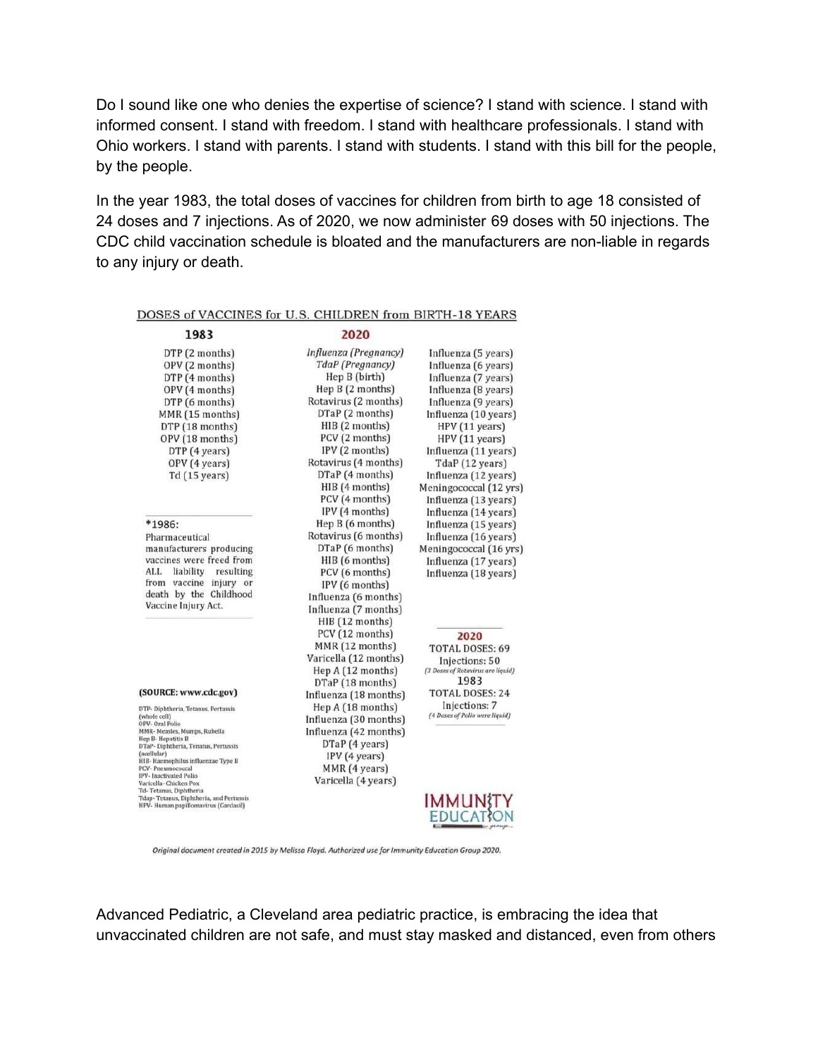Do I sound like one who denies the expertise of science? I stand with science. I stand with informed consent. I stand with freedom. I stand with healthcare professionals. I stand with Ohio workers. I stand with parents. I stand with students. I stand with this bill for the people, by the people.

In the year 1983, the total doses of vaccines for children from birth to age 18 consisted of 24 doses and 7 injections. As of 2020, we now administer 69 doses with 50 injections. The CDC child vaccination schedule is bloated and the manufacturers are non-liable in regards to any injury or death.

DOSES of VACCINES for U.S. CHILDREN from BIRTH-18 YEARS

**1983**

DTP (2 months)
OPV (2 months)
DTP (4 months)
OPV (4 months)
DTP (6 months)
MMR (15 months)
DTP (18 months)
OPV (18 months)
DTP (4 years)
OPV (4 years)
Td (15 years)

*1986:
Pharmaceutical manufacturers producing vaccines were freed from ALL liability resulting from vaccine injury or death by the Childhood Vaccine Injury Act.

**2020**

*Influenza (Pregnancy)*
*TdaP (Pregnancy)*
Hep B (birth)
Hep B (2 months)
Rotavirus (2 months)
DTaP (2 months)
HIB (2 months)
PCV (2 months)
IPV (2 months)
Rotavirus (4 months)
DTaP (4 months)
HIB (4 months)
PCV (4 months)
IPV (4 months)
Hep B (6 months)
Rotavirus (6 months)
DTaP (6 months)
HIB (6 months)
PCV (6 months)
IPV (6 months)
Influenza (6 months)
Influenza (7 months)
HIB (12 months)
PCV (12 months)
MMR (12 months)
Varicella (12 months)
Hep A (12 months)
DTaP (18 months)
Influenza (18 months)
Hep A (18 months)
Influenza (30 months)
Influenza (42 months)
DTaP (4 years)
IPV (4 years)
MMR (4 years)
Varicella (4 years)
Influenza (5 years)
Influenza (6 years)
Influenza (7 years)
Influenza (8 years)
Influenza (9 years)
Influenza (10 years)
HPV (11 years)
HPV (11 years)
Influenza (11 years)
TdaP (12 years)
Influenza (12 years)
Meningococcal (12 yrs)
Influenza (13 years)
Influenza (14 years)
Influenza (15 years)
Influenza (16 years)
Meningococcal (16 yrs)
Influenza (17 years)
Influenza (18 years)

**2020**
TOTAL DOSES: 69
Injections: 50
*(3 Doses of Rotavirus are liquid)*

**1983**
TOTAL DOSES: 24
Injections: 7
*(4 Doses of Polio were liquid)*

**(SOURCE: www.cdc.gov)**

DTP- Diphtheria, Tetanus, Pertussis (whole cell)
OPV- Oral Polio
MMR- Measles, Mumps, Rubella
Hep B- Hepatitis B
DTaP- Diphtheria, Tenatus, Pertussis (acellular)
HIB- Haemophilus influenzae Type B
PCV- Pneumococcal
IPV- Inactivated Polio
Varicella- Chicken Pox
Td- Tetanus, Diphtheria
Tdap- Tetanus, Diphtheria, and Pertussis
HPV- Human papillomavirus (Cardasil)

IMMUNITY EDUCATION group

*Original document created in 2015 by Melissa Floyd. Authorized use for Immunity Education Group 2020.*

Advanced Pediatric, a Cleveland area pediatric practice, is embracing the idea that unvaccinated children are not safe, and must stay masked and distanced, even from others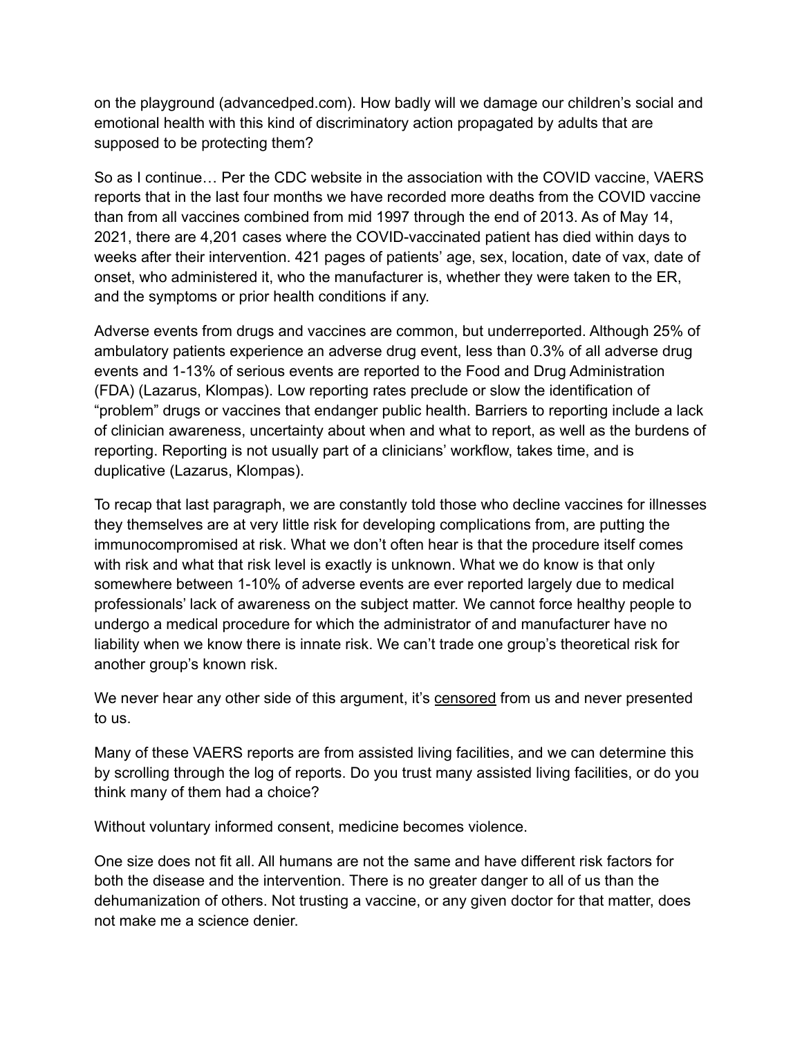on the playground (advancedped.com). How badly will we damage our children's social and emotional health with this kind of discriminatory action propagated by adults that are supposed to be protecting them?

So as I continue… Per the CDC website in the association with the COVID vaccine, VAERS reports that in the last four months we have recorded more deaths from the COVID vaccine than from all vaccines combined from mid 1997 through the end of 2013. As of May 14, 2021, there are 4,201 cases where the COVID-vaccinated patient has died within days to weeks after their intervention. 421 pages of patients' age, sex, location, date of vax, date of onset, who administered it, who the manufacturer is, whether they were taken to the ER, and the symptoms or prior health conditions if any.

Adverse events from drugs and vaccines are common, but underreported. Although 25% of ambulatory patients experience an adverse drug event, less than 0.3% of all adverse drug events and 1-13% of serious events are reported to the Food and Drug Administration (FDA) (Lazarus, Klompas). Low reporting rates preclude or slow the identification of "problem" drugs or vaccines that endanger public health. Barriers to reporting include a lack of clinician awareness, uncertainty about when and what to report, as well as the burdens of reporting. Reporting is not usually part of a clinicians' workflow, takes time, and is duplicative (Lazarus, Klompas).

To recap that last paragraph, we are constantly told those who decline vaccines for illnesses they themselves are at very little risk for developing complications from, are putting the immunocompromised at risk. What we don't often hear is that the procedure itself comes with risk and what that risk level is exactly is unknown. What we do know is that only somewhere between 1-10% of adverse events are ever reported largely due to medical professionals' lack of awareness on the subject matter. We cannot force healthy people to undergo a medical procedure for which the administrator of and manufacturer have no liability when we know there is innate risk. We can't trade one group's theoretical risk for another group's known risk.

We never hear any other side of this argument, it's censored from us and never presented to us.

Many of these VAERS reports are from assisted living facilities, and we can determine this by scrolling through the log of reports. Do you trust many assisted living facilities, or do you think many of them had a choice?

Without voluntary informed consent, medicine becomes violence.

One size does not fit all. All humans are not the same and have different risk factors for both the disease and the intervention. There is no greater danger to all of us than the dehumanization of others. Not trusting a vaccine, or any given doctor for that matter, does not make me a science denier.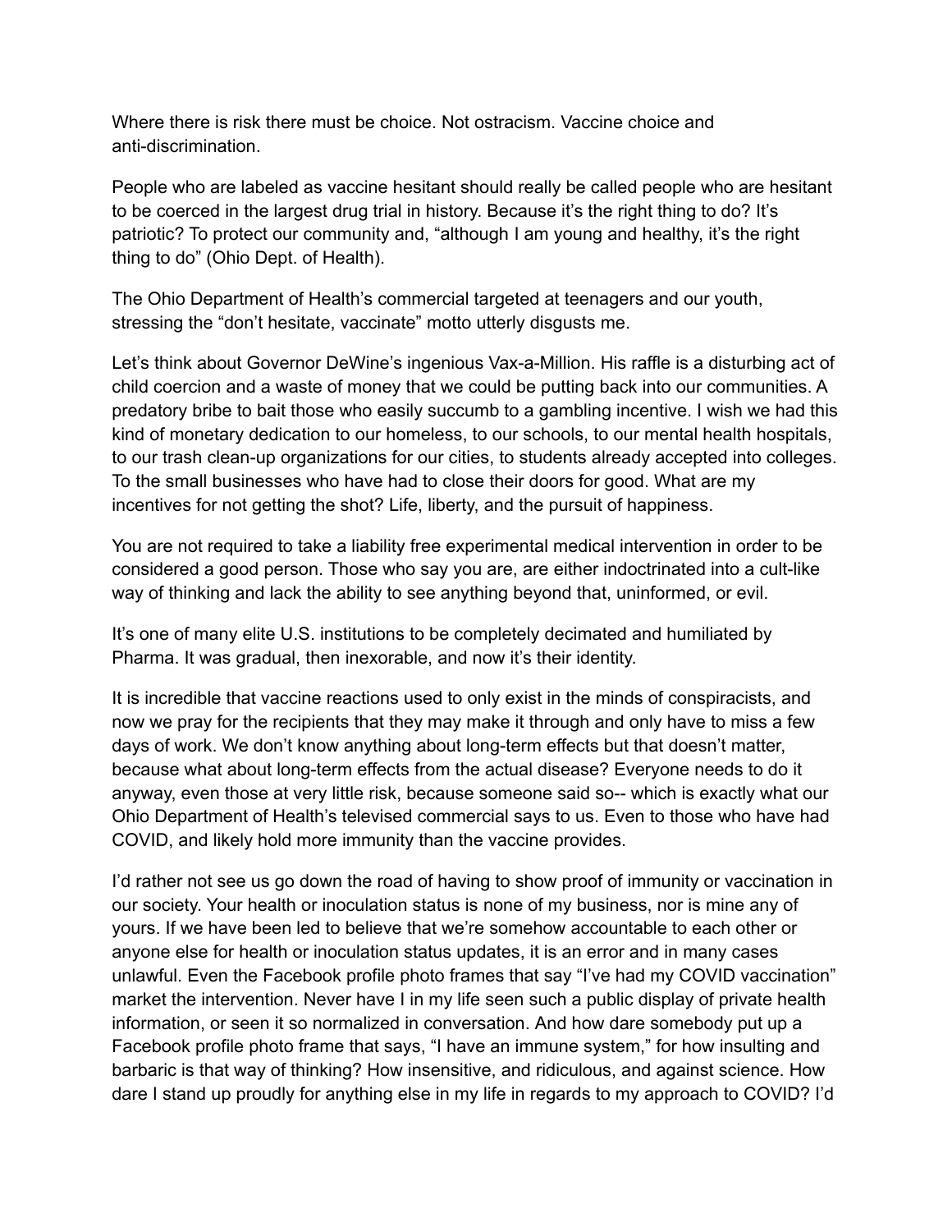Where there is risk there must be choice. Not ostracism. Vaccine choice and anti-discrimination.

People who are labeled as vaccine hesitant should really be called people who are hesitant to be coerced in the largest drug trial in history. Because it's the right thing to do? It's patriotic? To protect our community and, "although I am young and healthy, it's the right thing to do" (Ohio Dept. of Health).

The Ohio Department of Health's commercial targeted at teenagers and our youth, stressing the "don't hesitate, vaccinate" motto utterly disgusts me.

Let's think about Governor DeWine's ingenious Vax-a-Million. His raffle is a disturbing act of child coercion and a waste of money that we could be putting back into our communities. A predatory bribe to bait those who easily succumb to a gambling incentive. I wish we had this kind of monetary dedication to our homeless, to our schools, to our mental health hospitals, to our trash clean-up organizations for our cities, to students already accepted into colleges. To the small businesses who have had to close their doors for good. What are my incentives for not getting the shot? Life, liberty, and the pursuit of happiness.

You are not required to take a liability free experimental medical intervention in order to be considered a good person. Those who say you are, are either indoctrinated into a cult-like way of thinking and lack the ability to see anything beyond that, uninformed, or evil.

It's one of many elite U.S. institutions to be completely decimated and humiliated by Pharma. It was gradual, then inexorable, and now it's their identity.

It is incredible that vaccine reactions used to only exist in the minds of conspiracists, and now we pray for the recipients that they may make it through and only have to miss a few days of work. We don't know anything about long-term effects but that doesn't matter, because what about long-term effects from the actual disease? Everyone needs to do it anyway, even those at very little risk, because someone said so-- which is exactly what our Ohio Department of Health's televised commercial says to us. Even to those who have had COVID, and likely hold more immunity than the vaccine provides.

I'd rather not see us go down the road of having to show proof of immunity or vaccination in our society. Your health or inoculation status is none of my business, nor is mine any of yours. If we have been led to believe that we're somehow accountable to each other or anyone else for health or inoculation status updates, it is an error and in many cases unlawful. Even the Facebook profile photo frames that say "I've had my COVID vaccination" market the intervention. Never have I in my life seen such a public display of private health information, or seen it so normalized in conversation. And how dare somebody put up a Facebook profile photo frame that says, "I have an immune system," for how insulting and barbaric is that way of thinking? How insensitive, and ridiculous, and against science. How dare I stand up proudly for anything else in my life in regards to my approach to COVID? I'd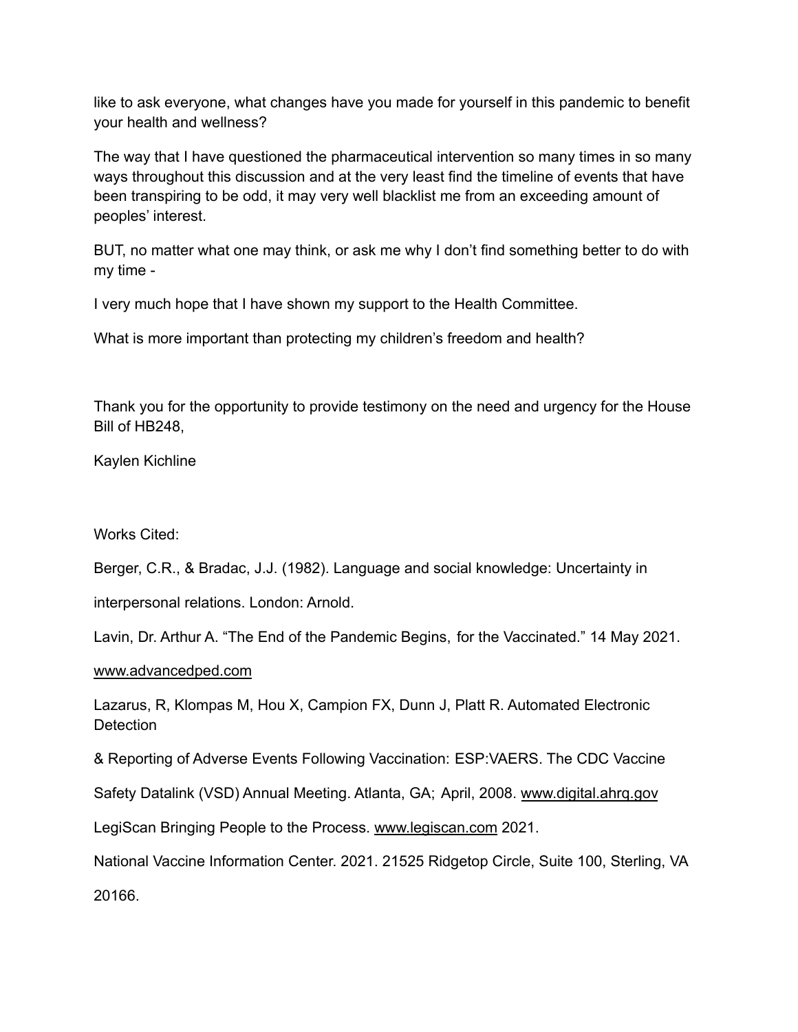like to ask everyone, what changes have you made for yourself in this pandemic to benefit your health and wellness?

The way that I have questioned the pharmaceutical intervention so many times in so many ways throughout this discussion and at the very least find the timeline of events that have been transpiring to be odd, it may very well blacklist me from an exceeding amount of peoples' interest.

BUT, no matter what one may think, or ask me why I don't find something better to do with my time -

I very much hope that I have shown my support to the Health Committee.

What is more important than protecting my children's freedom and health?

Thank you for the opportunity to provide testimony on the need and urgency for the House Bill of HB248,

Kaylen Kichline

Works Cited:

Berger, C.R., & Bradac, J.J. (1982). Language and social knowledge: Uncertainty in interpersonal relations. London: Arnold.

Lavin, Dr. Arthur A. "The End of the Pandemic Begins, for the Vaccinated." 14 May 2021. www.advancedped.com

Lazarus, R, Klompas M, Hou X, Campion FX, Dunn J, Platt R. Automated Electronic Detection & Reporting of Adverse Events Following Vaccination: ESP:VAERS. The CDC Vaccine Safety Datalink (VSD) Annual Meeting. Atlanta, GA; April, 2008. www.digital.ahrq.gov

LegiScan Bringing People to the Process. www.legiscan.com 2021.

National Vaccine Information Center. 2021. 21525 Ridgetop Circle, Suite 100, Sterling, VA 20166.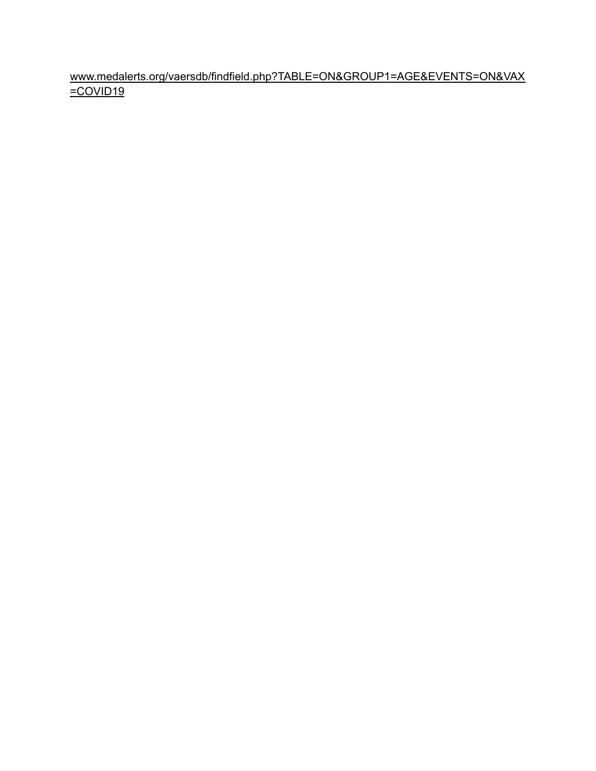www.medalerts.org/vaersdb/findfield.php?TABLE=ON&GROUP1=AGE&EVENTS=ON&VAX=COVID19